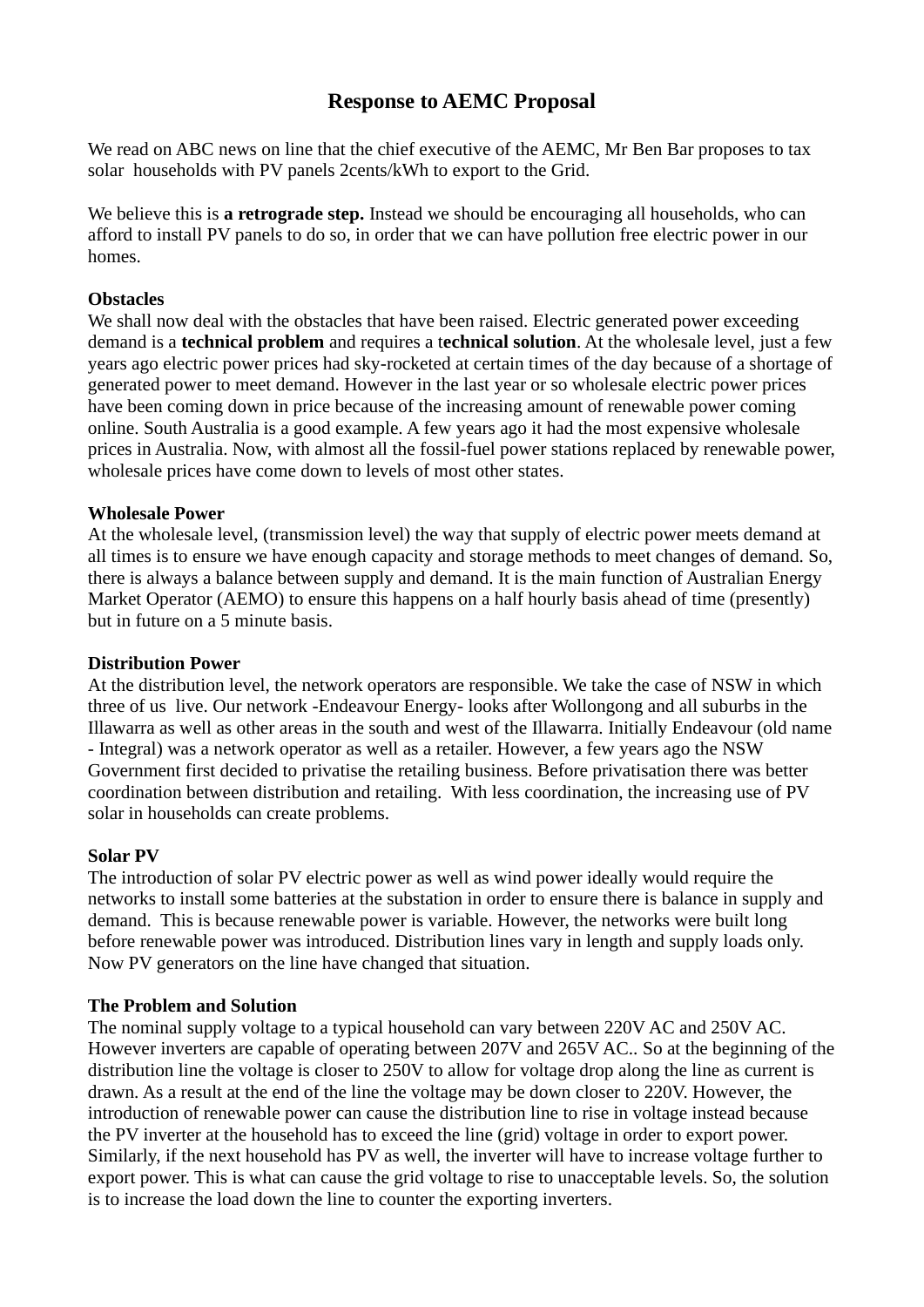# Response to AEMC Proposal

We read on ABC news on line that the chief executive of the AEMC, Mr Ben Bar proposes to tax solar households with PV panels 2cents/kWh to export to the Grid.

We believe this is **a retrograde step.** Instead we should be encouraging all households, who can afford to install PV panels to do so, in order that we can have pollution free electric power in our homes.

**Obstacles**

We shall now deal with the obstacles that have been raised. Electric generated power exceeding demand is a **technical problem** and requires a t**echnical solution**. At the wholesale level, just a few years ago electric power prices had sky-rocketed at certain times of the day because of a shortage of generated power to meet demand. However in the last year or so wholesale electric power prices have been coming down in price because of the increasing amount of renewable power coming online. South Australia is a good example. A few years ago it had the most expensive wholesale prices in Australia. Now, with almost all the fossil-fuel power stations replaced by renewable power, wholesale prices have come down to levels of most other states.

**Wholesale Power**

At the wholesale level, (transmission level) the way that supply of electric power meets demand at all times is to ensure we have enough capacity and storage methods to meet changes of demand. So, there is always a balance between supply and demand. It is the main function of Australian Energy Market Operator (AEMO) to ensure this happens on a half hourly basis ahead of time (presently) but in future on a 5 minute basis.

**Distribution Power**

At the distribution level, the network operators are responsible. We take the case of NSW in which three of us live. Our network -Endeavour Energy- looks after Wollongong and all suburbs in the Illawarra as well as other areas in the south and west of the Illawarra. Initially Endeavour (old name - Integral) was a network operator as well as a retailer. However, a few years ago the NSW Government first decided to privatise the retailing business. Before privatisation there was better coordination between distribution and retailing. With less coordination, the increasing use of PV solar in households can create problems.

**Solar PV**

The introduction of solar PV electric power as well as wind power ideally would require the networks to install some batteries at the substation in order to ensure there is balance in supply and demand. This is because renewable power is variable. However, the networks were built long before renewable power was introduced. Distribution lines vary in length and supply loads only. Now PV generators on the line have changed that situation.

**The Problem and Solution**

The nominal supply voltage to a typical household can vary between 220V AC and 250V AC. However inverters are capable of operating between 207V and 265V AC.. So at the beginning of the distribution line the voltage is closer to 250V to allow for voltage drop along the line as current is drawn. As a result at the end of the line the voltage may be down closer to 220V. However, the introduction of renewable power can cause the distribution line to rise in voltage instead because the PV inverter at the household has to exceed the line (grid) voltage in order to export power. Similarly, if the next household has PV as well, the inverter will have to increase voltage further to export power. This is what can cause the grid voltage to rise to unacceptable levels. So, the solution is to increase the load down the line to counter the exporting inverters.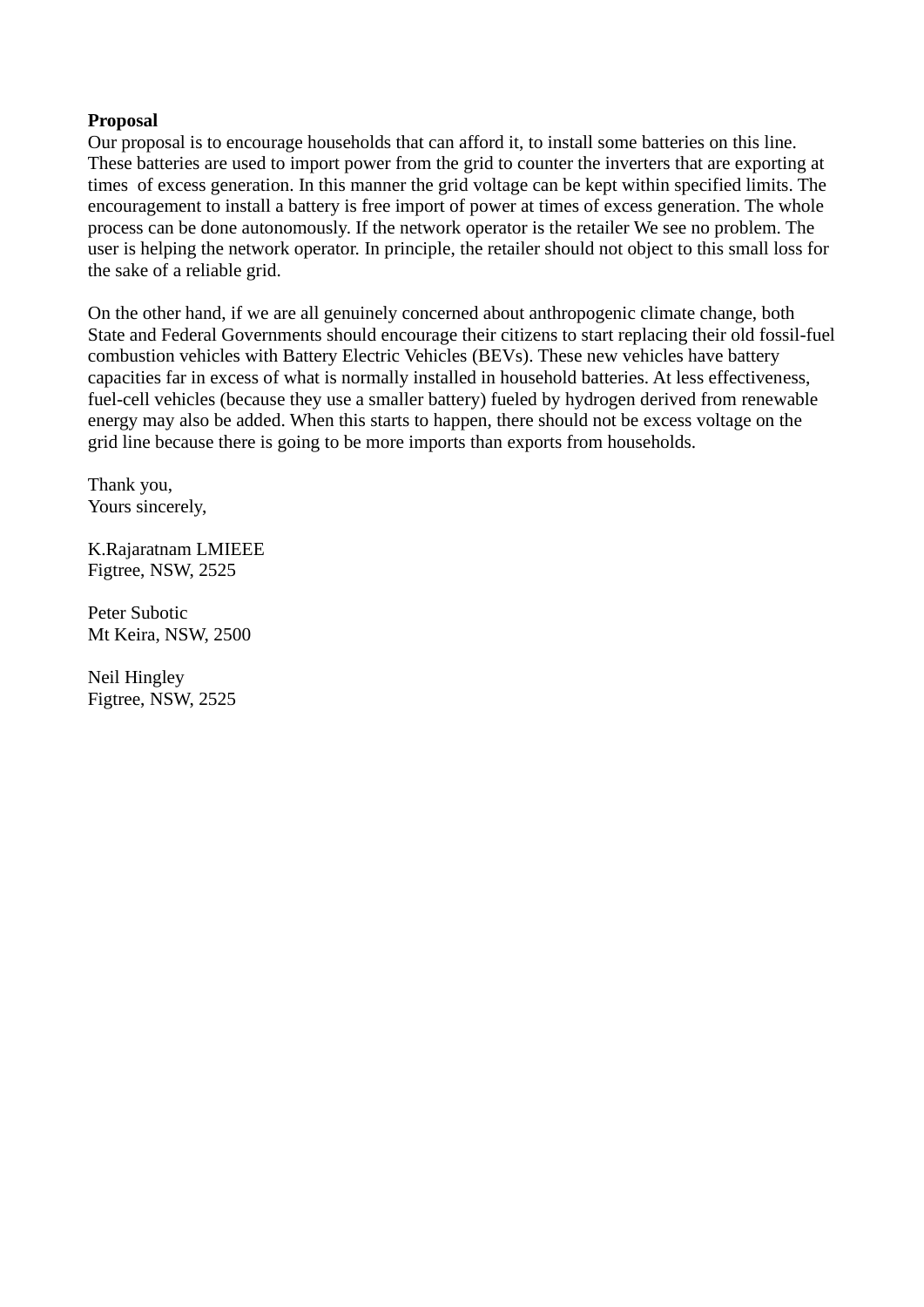**Proposal**

Our proposal is to encourage households that can afford it, to install some batteries on this line. These batteries are used to import power from the grid to counter the inverters that are exporting at times of excess generation. In this manner the grid voltage can be kept within specified limits. The encouragement to install a battery is free import of power at times of excess generation. The whole process can be done autonomously. If the network operator is the retailer We see no problem. The user is helping the network operator. In principle, the retailer should not object to this small loss for the sake of a reliable grid.

On the other hand, if we are all genuinely concerned about anthropogenic climate change, both State and Federal Governments should encourage their citizens to start replacing their old fossil-fuel combustion vehicles with Battery Electric Vehicles (BEVs). These new vehicles have battery capacities far in excess of what is normally installed in household batteries. At less effectiveness, fuel-cell vehicles (because they use a smaller battery) fueled by hydrogen derived from renewable energy may also be added. When this starts to happen, there should not be excess voltage on the grid line because there is going to be more imports than exports from households.

Thank you,
Yours sincerely,

K.Rajaratnam LMIEEE
Figtree, NSW, 2525

Peter Subotic
Mt Keira, NSW, 2500

Neil Hingley
Figtree, NSW, 2525